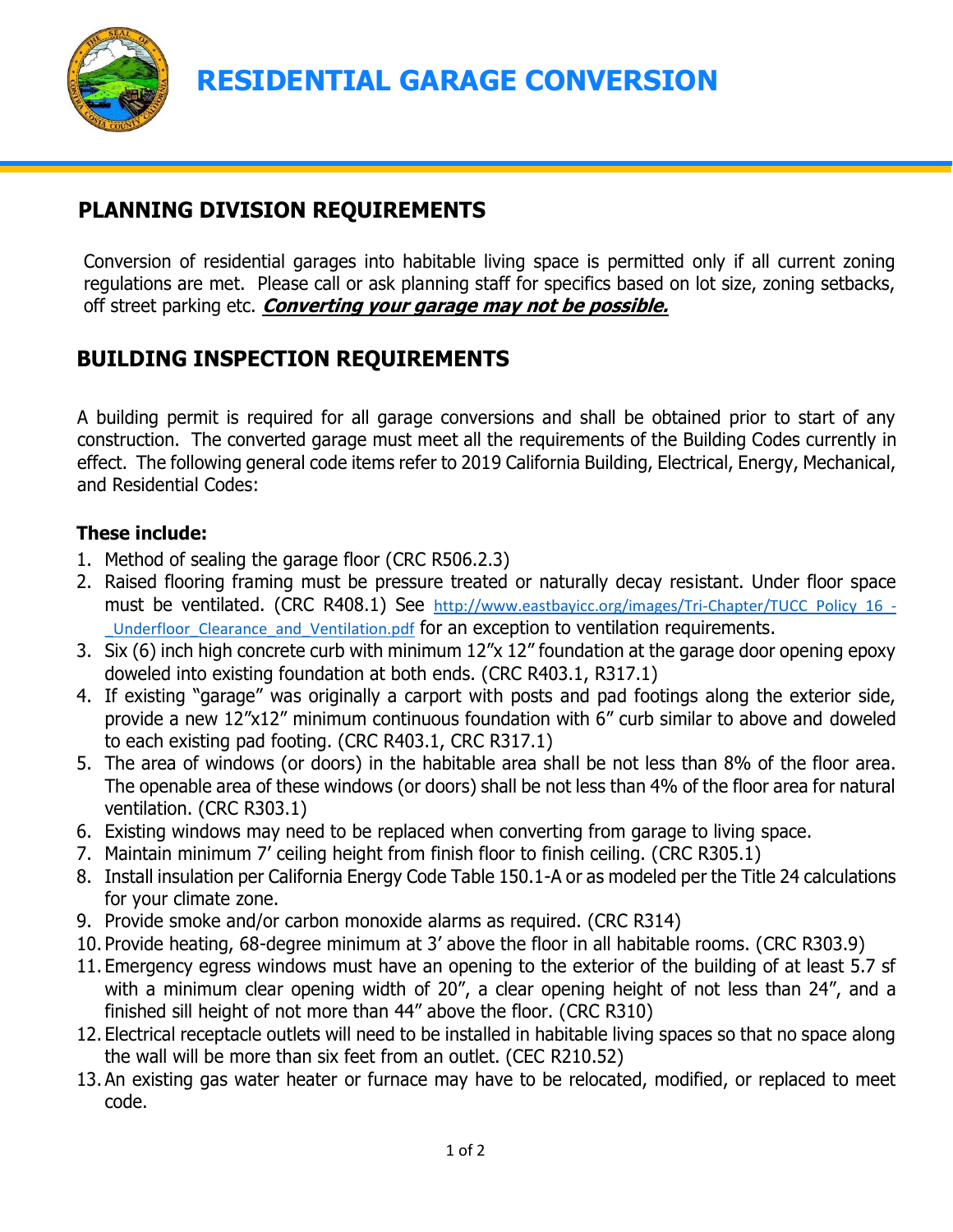# RESIDENTIAL GARAGE CONVERSION

## PLANNING DIVISION REQUIREMENTS

Conversion of residential garages into habitable living space is permitted only if all current zoning regulations are met. Please call or ask planning staff for specifics based on lot size, zoning setbacks, off street parking etc. ***Converting your garage may not be possible.***

## BUILDING INSPECTION REQUIREMENTS

A building permit is required for all garage conversions and shall be obtained prior to start of any construction. The converted garage must meet all the requirements of the Building Codes currently in effect. The following general code items refer to 2019 California Building, Electrical, Energy, Mechanical, and Residential Codes:

**These include:**

1. Method of sealing the garage floor (CRC R506.2.3)
2. Raised flooring framing must be pressure treated or naturally decay resistant. Under floor space must be ventilated. (CRC R408.1) See http://www.eastbayicc.org/images/Tri-Chapter/TUCC_Policy_16_-_Underfloor_Clearance_and_Ventilation.pdf for an exception to ventilation requirements.
3. Six (6) inch high concrete curb with minimum 12"x 12" foundation at the garage door opening epoxy doweled into existing foundation at both ends. (CRC R403.1, R317.1)
4. If existing "garage" was originally a carport with posts and pad footings along the exterior side, provide a new 12"x12" minimum continuous foundation with 6" curb similar to above and doweled to each existing pad footing. (CRC R403.1, CRC R317.1)
5. The area of windows (or doors) in the habitable area shall be not less than 8% of the floor area. The openable area of these windows (or doors) shall be not less than 4% of the floor area for natural ventilation. (CRC R303.1)
6. Existing windows may need to be replaced when converting from garage to living space.
7. Maintain minimum 7' ceiling height from finish floor to finish ceiling. (CRC R305.1)
8. Install insulation per California Energy Code Table 150.1-A or as modeled per the Title 24 calculations for your climate zone.
9. Provide smoke and/or carbon monoxide alarms as required. (CRC R314)
10. Provide heating, 68-degree minimum at 3' above the floor in all habitable rooms. (CRC R303.9)
11. Emergency egress windows must have an opening to the exterior of the building of at least 5.7 sf with a minimum clear opening width of 20", a clear opening height of not less than 24", and a finished sill height of not more than 44" above the floor. (CRC R310)
12. Electrical receptacle outlets will need to be installed in habitable living spaces so that no space along the wall will be more than six feet from an outlet. (CEC R210.52)
13. An existing gas water heater or furnace may have to be relocated, modified, or replaced to meet code.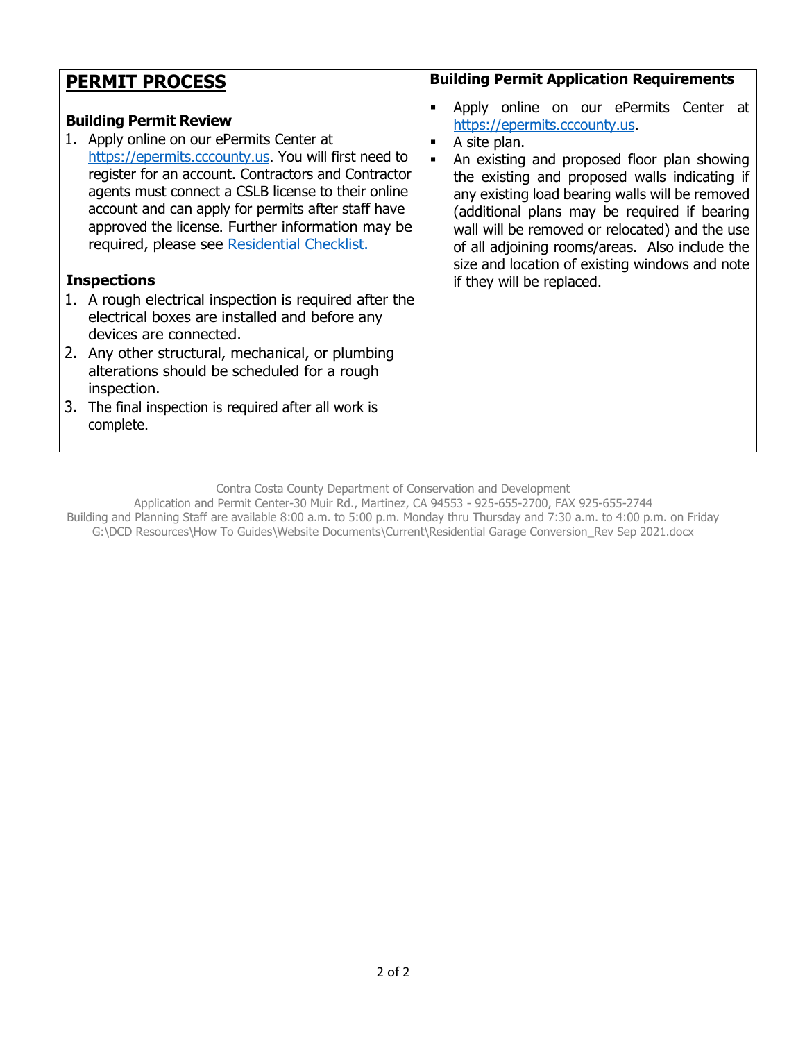## PERMIT PROCESS

### Building Permit Review

1. Apply online on our ePermits Center at [https://epermits.cccounty.us](https://epermits.cccounty.us). You will first need to register for an account. Contractors and Contractor agents must connect a CSLB license to their online account and can apply for permits after staff have approved the license. Further information may be required, please see [Residential Checklist.](#)

### Inspections

1. A rough electrical inspection is required after the electrical boxes are installed and before any devices are connected.
2. Any other structural, mechanical, or plumbing alterations should be scheduled for a rough inspection.
3. The final inspection is required after all work is complete.

### Building Permit Application Requirements

- Apply online on our ePermits Center at [https://epermits.cccounty.us](https://epermits.cccounty.us).
- A site plan.
- An existing and proposed floor plan showing the existing and proposed walls indicating if any existing load bearing walls will be removed (additional plans may be required if bearing wall will be removed or relocated) and the use of all adjoining rooms/areas. Also include the size and location of existing windows and note if they will be replaced.

Contra Costa County Department of Conservation and Development
Application and Permit Center-30 Muir Rd., Martinez, CA 94553 - 925-655-2700, FAX 925-655-2744
Building and Planning Staff are available 8:00 a.m. to 5:00 p.m. Monday thru Thursday and 7:30 a.m. to 4:00 p.m. on Friday
G:\DCD Resources\How To Guides\Website Documents\Current\Residential Garage Conversion_Rev Sep 2021.docx